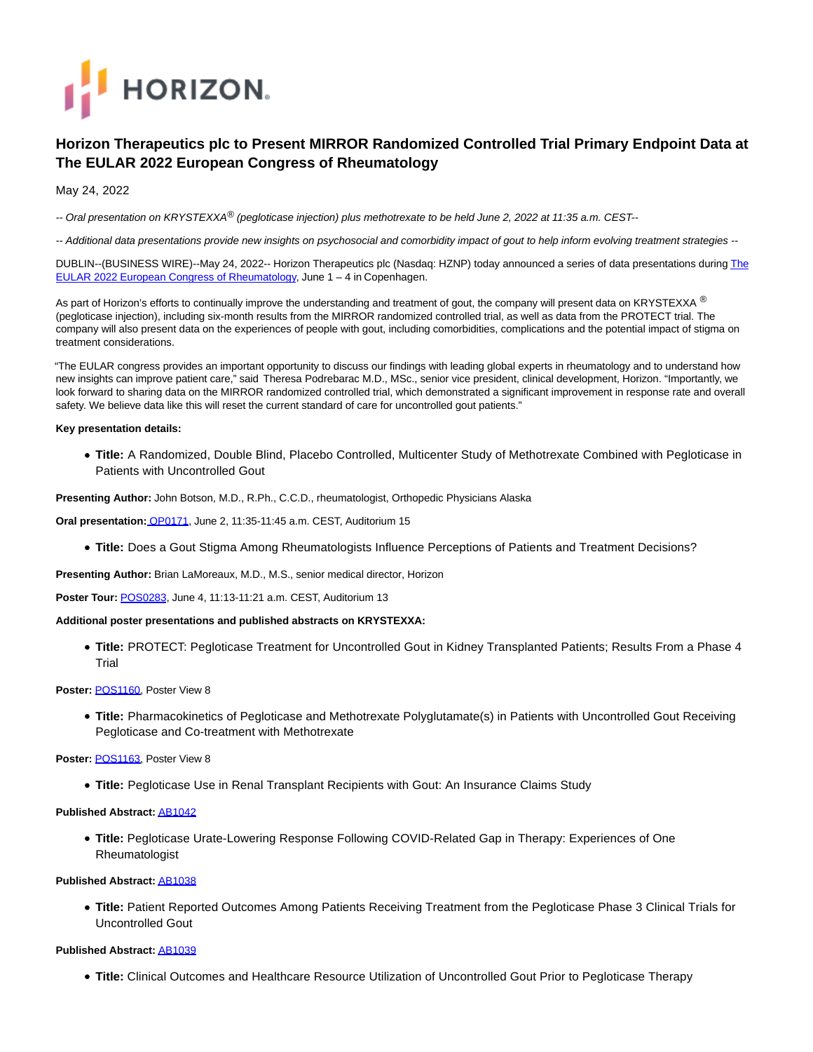HORIZON.

# Horizon Therapeutics plc to Present MIRROR Randomized Controlled Trial Primary Endpoint Data at The EULAR 2022 European Congress of Rheumatology

May 24, 2022

*-- Oral presentation on KRYSTEXXA® (pegloticase injection) plus methotrexate to be held June 2, 2022 at 11:35 a.m. CEST--*

*-- Additional data presentations provide new insights on psychosocial and comorbidity impact of gout to help inform evolving treatment strategies --*

DUBLIN--(BUSINESS WIRE)--May 24, 2022-- Horizon Therapeutics plc (Nasdaq: HZNP) today announced a series of data presentations during [The EULAR 2022 European Congress of Rheumatology](), June 1 – 4 in Copenhagen.

As part of Horizon's efforts to continually improve the understanding and treatment of gout, the company will present data on KRYSTEXXA ® (pegloticase injection), including six-month results from the MIRROR randomized controlled trial, as well as data from the PROTECT trial. The company will also present data on the experiences of people with gout, including comorbidities, complications and the potential impact of stigma on treatment considerations.

"The EULAR congress provides an important opportunity to discuss our findings with leading global experts in rheumatology and to understand how new insights can improve patient care," said Theresa Podrebarac M.D., MSc., senior vice president, clinical development, Horizon. "Importantly, we look forward to sharing data on the MIRROR randomized controlled trial, which demonstrated a significant improvement in response rate and overall safety. We believe data like this will reset the current standard of care for uncontrolled gout patients."

**Key presentation details:**

- **Title:** A Randomized, Double Blind, Placebo Controlled, Multicenter Study of Methotrexate Combined with Pegloticase in Patients with Uncontrolled Gout

**Presenting Author:** John Botson, M.D., R.Ph., C.C.D., rheumatologist, Orthopedic Physicians Alaska

**Oral presentation:** OP0171, June 2, 11:35-11:45 a.m. CEST, Auditorium 15

- **Title:** Does a Gout Stigma Among Rheumatologists Influence Perceptions of Patients and Treatment Decisions?

**Presenting Author:** Brian LaMoreaux, M.D., M.S., senior medical director, Horizon

**Poster Tour:** POS0283, June 4, 11:13-11:21 a.m. CEST, Auditorium 13

**Additional poster presentations and published abstracts on KRYSTEXXA:**

- **Title:** PROTECT: Pegloticase Treatment for Uncontrolled Gout in Kidney Transplanted Patients; Results From a Phase 4 Trial

**Poster:** POS1160, Poster View 8

- **Title:** Pharmacokinetics of Pegloticase and Methotrexate Polyglutamate(s) in Patients with Uncontrolled Gout Receiving Pegloticase and Co-treatment with Methotrexate

**Poster:** POS1163, Poster View 8

- **Title:** Pegloticase Use in Renal Transplant Recipients with Gout: An Insurance Claims Study

**Published Abstract:** AB1042

- **Title:** Pegloticase Urate-Lowering Response Following COVID-Related Gap in Therapy: Experiences of One Rheumatologist

**Published Abstract:** AB1038

- **Title:** Patient Reported Outcomes Among Patients Receiving Treatment from the Pegloticase Phase 3 Clinical Trials for Uncontrolled Gout

**Published Abstract:** AB1039

- **Title:** Clinical Outcomes and Healthcare Resource Utilization of Uncontrolled Gout Prior to Pegloticase Therapy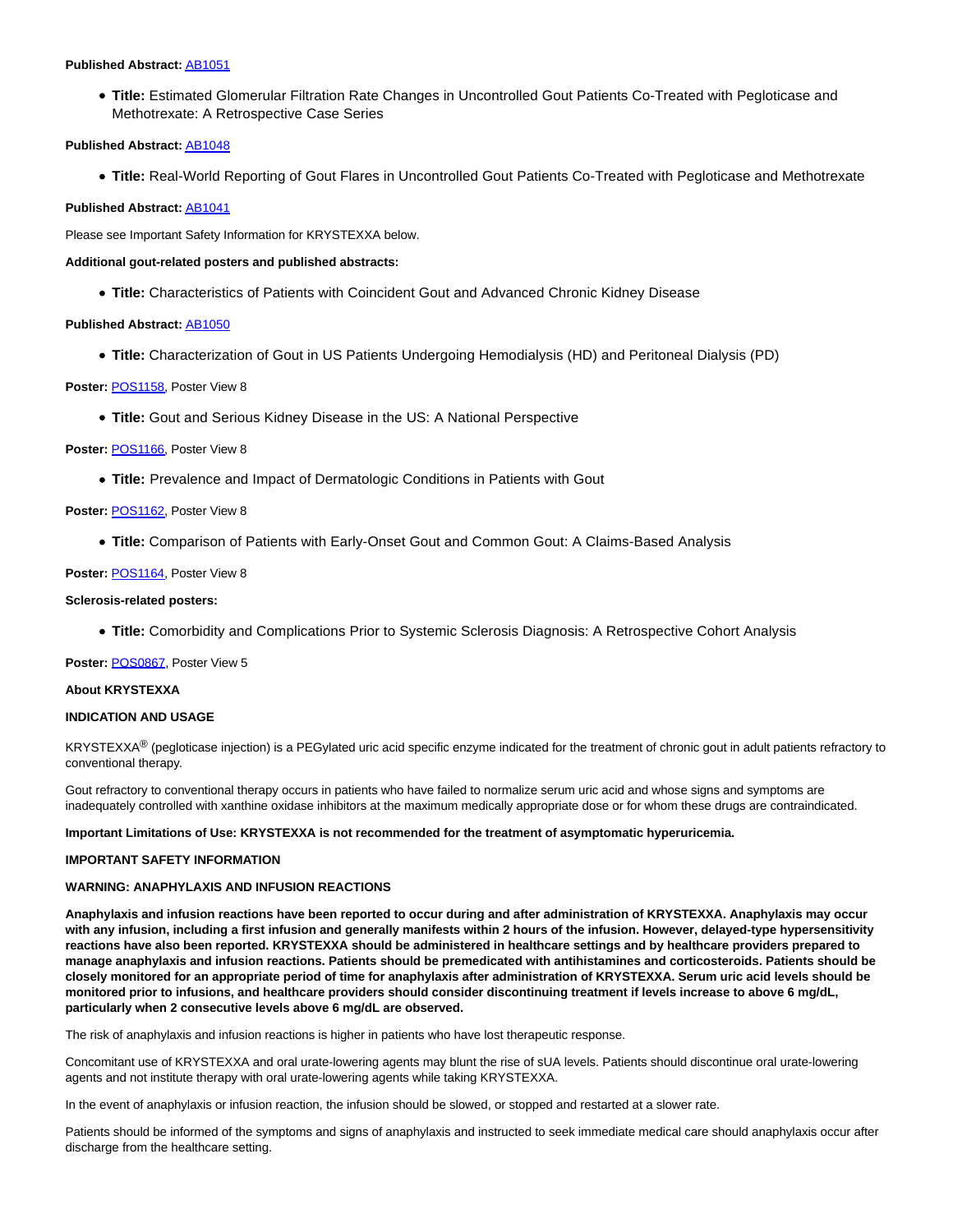**Published Abstract:** AB1051

- **Title:** Estimated Glomerular Filtration Rate Changes in Uncontrolled Gout Patients Co-Treated with Pegloticase and Methotrexate: A Retrospective Case Series

**Published Abstract:** AB1048

- **Title:** Real-World Reporting of Gout Flares in Uncontrolled Gout Patients Co-Treated with Pegloticase and Methotrexate

**Published Abstract:** AB1041

Please see Important Safety Information for KRYSTEXXA below.

**Additional gout-related posters and published abstracts:**

- **Title:** Characteristics of Patients with Coincident Gout and Advanced Chronic Kidney Disease

**Published Abstract:** AB1050

- **Title:** Characterization of Gout in US Patients Undergoing Hemodialysis (HD) and Peritoneal Dialysis (PD)

**Poster:** POS1158, Poster View 8

- **Title:** Gout and Serious Kidney Disease in the US: A National Perspective

**Poster:** POS1166, Poster View 8

- **Title:** Prevalence and Impact of Dermatologic Conditions in Patients with Gout

**Poster:** POS1162, Poster View 8

- **Title:** Comparison of Patients with Early-Onset Gout and Common Gout: A Claims-Based Analysis

**Poster:** POS1164, Poster View 8

**Sclerosis-related posters:**

- **Title:** Comorbidity and Complications Prior to Systemic Sclerosis Diagnosis: A Retrospective Cohort Analysis

**Poster:** POS0867, Poster View 5

**About KRYSTEXXA**

**INDICATION AND USAGE**

KRYSTEXXA® (pegloticase injection) is a PEGylated uric acid specific enzyme indicated for the treatment of chronic gout in adult patients refractory to conventional therapy.

Gout refractory to conventional therapy occurs in patients who have failed to normalize serum uric acid and whose signs and symptoms are inadequately controlled with xanthine oxidase inhibitors at the maximum medically appropriate dose or for whom these drugs are contraindicated.

**Important Limitations of Use: KRYSTEXXA is not recommended for the treatment of asymptomatic hyperuricemia.**

**IMPORTANT SAFETY INFORMATION**

**WARNING: ANAPHYLAXIS AND INFUSION REACTIONS**

**Anaphylaxis and infusion reactions have been reported to occur during and after administration of KRYSTEXXA. Anaphylaxis may occur with any infusion, including a first infusion and generally manifests within 2 hours of the infusion. However, delayed-type hypersensitivity reactions have also been reported. KRYSTEXXA should be administered in healthcare settings and by healthcare providers prepared to manage anaphylaxis and infusion reactions. Patients should be premedicated with antihistamines and corticosteroids. Patients should be closely monitored for an appropriate period of time for anaphylaxis after administration of KRYSTEXXA. Serum uric acid levels should be monitored prior to infusions, and healthcare providers should consider discontinuing treatment if levels increase to above 6 mg/dL, particularly when 2 consecutive levels above 6 mg/dL are observed.**

The risk of anaphylaxis and infusion reactions is higher in patients who have lost therapeutic response.

Concomitant use of KRYSTEXXA and oral urate-lowering agents may blunt the rise of sUA levels. Patients should discontinue oral urate-lowering agents and not institute therapy with oral urate-lowering agents while taking KRYSTEXXA.

In the event of anaphylaxis or infusion reaction, the infusion should be slowed, or stopped and restarted at a slower rate.

Patients should be informed of the symptoms and signs of anaphylaxis and instructed to seek immediate medical care should anaphylaxis occur after discharge from the healthcare setting.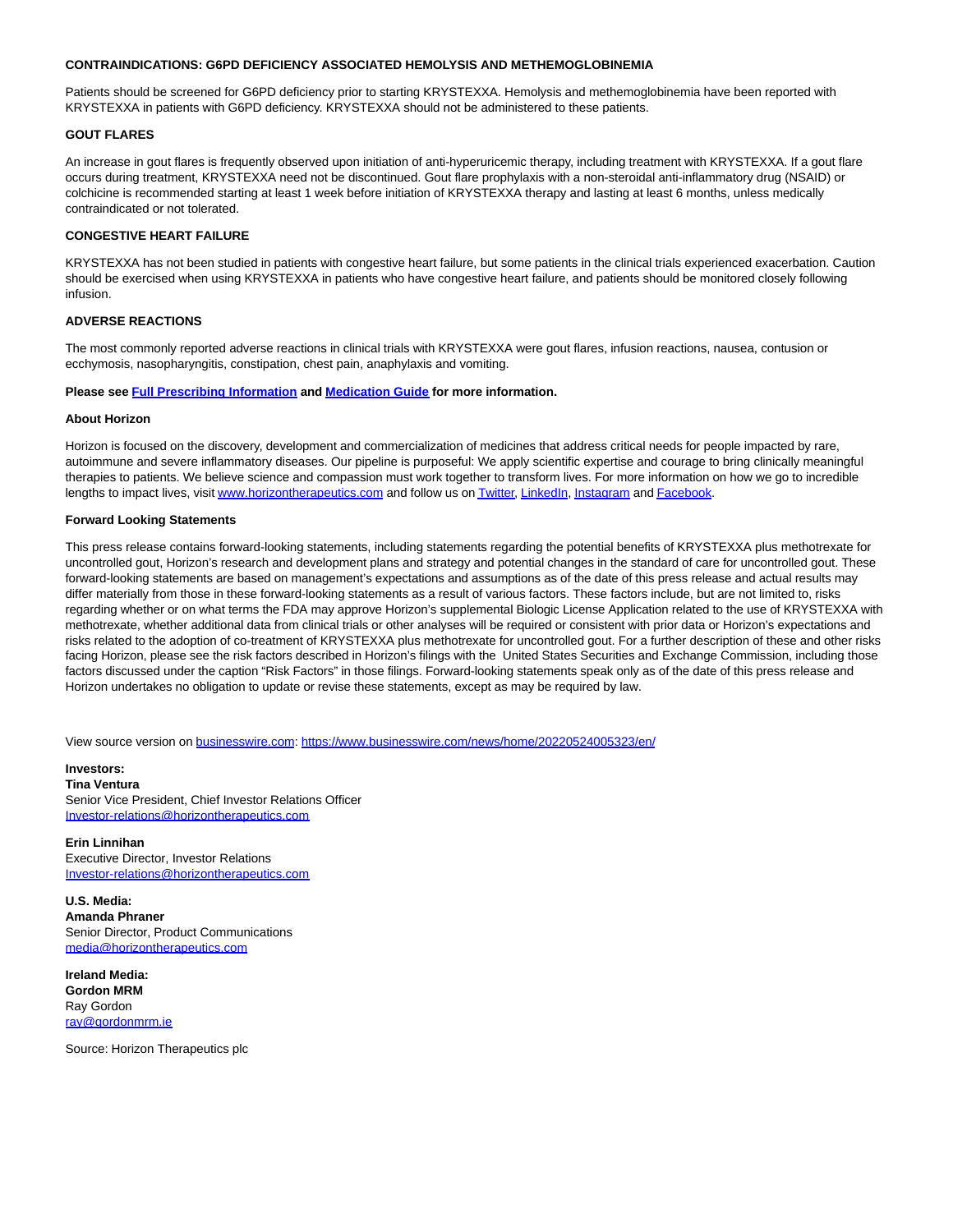**CONTRAINDICATIONS: G6PD DEFICIENCY ASSOCIATED HEMOLYSIS AND METHEMOGLOBINEMIA**

Patients should be screened for G6PD deficiency prior to starting KRYSTEXXA. Hemolysis and methemoglobinemia have been reported with KRYSTEXXA in patients with G6PD deficiency. KRYSTEXXA should not be administered to these patients.

**GOUT FLARES**

An increase in gout flares is frequently observed upon initiation of anti-hyperuricemic therapy, including treatment with KRYSTEXXA. If a gout flare occurs during treatment, KRYSTEXXA need not be discontinued. Gout flare prophylaxis with a non-steroidal anti-inflammatory drug (NSAID) or colchicine is recommended starting at least 1 week before initiation of KRYSTEXXA therapy and lasting at least 6 months, unless medically contraindicated or not tolerated.

**CONGESTIVE HEART FAILURE**

KRYSTEXXA has not been studied in patients with congestive heart failure, but some patients in the clinical trials experienced exacerbation. Caution should be exercised when using KRYSTEXXA in patients who have congestive heart failure, and patients should be monitored closely following infusion.

**ADVERSE REACTIONS**

The most commonly reported adverse reactions in clinical trials with KRYSTEXXA were gout flares, infusion reactions, nausea, contusion or ecchymosis, nasopharyngitis, constipation, chest pain, anaphylaxis and vomiting.

**Please see Full Prescribing Information and Medication Guide for more information.**

**About Horizon**

Horizon is focused on the discovery, development and commercialization of medicines that address critical needs for people impacted by rare, autoimmune and severe inflammatory diseases. Our pipeline is purposeful: We apply scientific expertise and courage to bring clinically meaningful therapies to patients. We believe science and compassion must work together to transform lives. For more information on how we go to incredible lengths to impact lives, visit www.horizontherapeutics.com and follow us on Twitter, LinkedIn, Instagram and Facebook.

**Forward Looking Statements**

This press release contains forward-looking statements, including statements regarding the potential benefits of KRYSTEXXA plus methotrexate for uncontrolled gout, Horizon's research and development plans and strategy and potential changes in the standard of care for uncontrolled gout. These forward-looking statements are based on management's expectations and assumptions as of the date of this press release and actual results may differ materially from those in these forward-looking statements as a result of various factors. These factors include, but are not limited to, risks regarding whether or on what terms the FDA may approve Horizon's supplemental Biologic License Application related to the use of KRYSTEXXA with methotrexate, whether additional data from clinical trials or other analyses will be required or consistent with prior data or Horizon's expectations and risks related to the adoption of co-treatment of KRYSTEXXA plus methotrexate for uncontrolled gout. For a further description of these and other risks facing Horizon, please see the risk factors described in Horizon's filings with the United States Securities and Exchange Commission, including those factors discussed under the caption "Risk Factors" in those filings. Forward-looking statements speak only as of the date of this press release and Horizon undertakes no obligation to update or revise these statements, except as may be required by law.

View source version on businesswire.com: https://www.businesswire.com/news/home/20220524005323/en/

**Investors:**
**Tina Ventura**
Senior Vice President, Chief Investor Relations Officer
Investor-relations@horizontherapeutics.com

**Erin Linnihan**
Executive Director, Investor Relations
Investor-relations@horizontherapeutics.com

**U.S. Media:**
**Amanda Phraner**
Senior Director, Product Communications
media@horizontherapeutics.com

**Ireland Media:**
**Gordon MRM**
Ray Gordon
ray@gordonmrm.ie

Source: Horizon Therapeutics plc